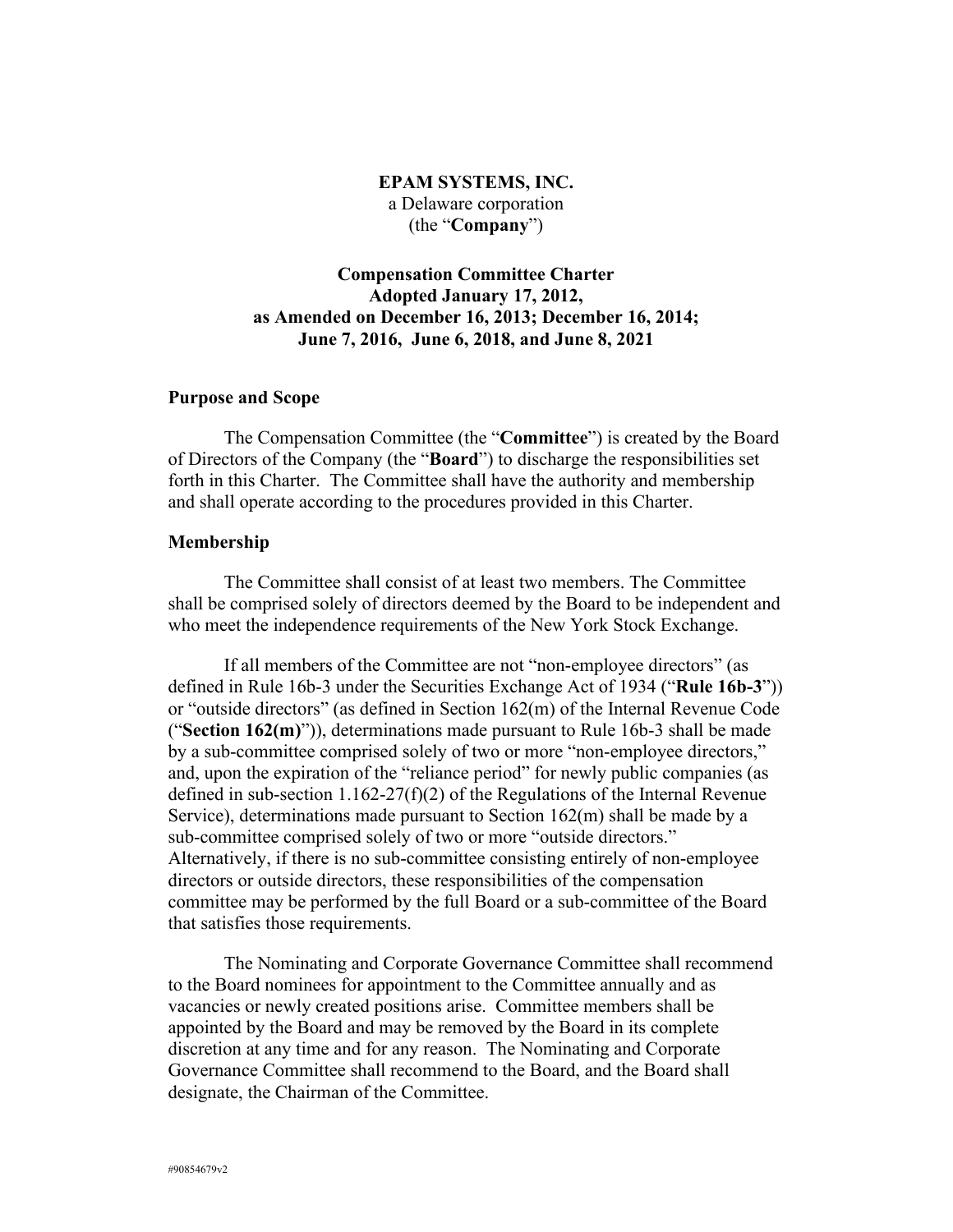**EPAM SYSTEMS, INC.**
a Delaware corporation
(the "**Company**")

**Compensation Committee Charter**
**Adopted January 17, 2012,**
**as Amended on December 16, 2013; December 16, 2014;**
**June 7, 2016, June 6, 2018, and June 8, 2021**

## Purpose and Scope

The Compensation Committee (the "**Committee**") is created by the Board of Directors of the Company (the "**Board**") to discharge the responsibilities set forth in this Charter. The Committee shall have the authority and membership and shall operate according to the procedures provided in this Charter.

## Membership

The Committee shall consist of at least two members. The Committee shall be comprised solely of directors deemed by the Board to be independent and who meet the independence requirements of the New York Stock Exchange.

If all members of the Committee are not "non-employee directors" (as defined in Rule 16b-3 under the Securities Exchange Act of 1934 ("**Rule 16b-3**")) or "outside directors" (as defined in Section 162(m) of the Internal Revenue Code ("**Section 162(m)**")), determinations made pursuant to Rule 16b-3 shall be made by a sub-committee comprised solely of two or more "non-employee directors," and, upon the expiration of the "reliance period" for newly public companies (as defined in sub-section 1.162-27(f)(2) of the Regulations of the Internal Revenue Service), determinations made pursuant to Section 162(m) shall be made by a sub-committee comprised solely of two or more "outside directors." Alternatively, if there is no sub-committee consisting entirely of non-employee directors or outside directors, these responsibilities of the compensation committee may be performed by the full Board or a sub-committee of the Board that satisfies those requirements.

The Nominating and Corporate Governance Committee shall recommend to the Board nominees for appointment to the Committee annually and as vacancies or newly created positions arise. Committee members shall be appointed by the Board and may be removed by the Board in its complete discretion at any time and for any reason. The Nominating and Corporate Governance Committee shall recommend to the Board, and the Board shall designate, the Chairman of the Committee.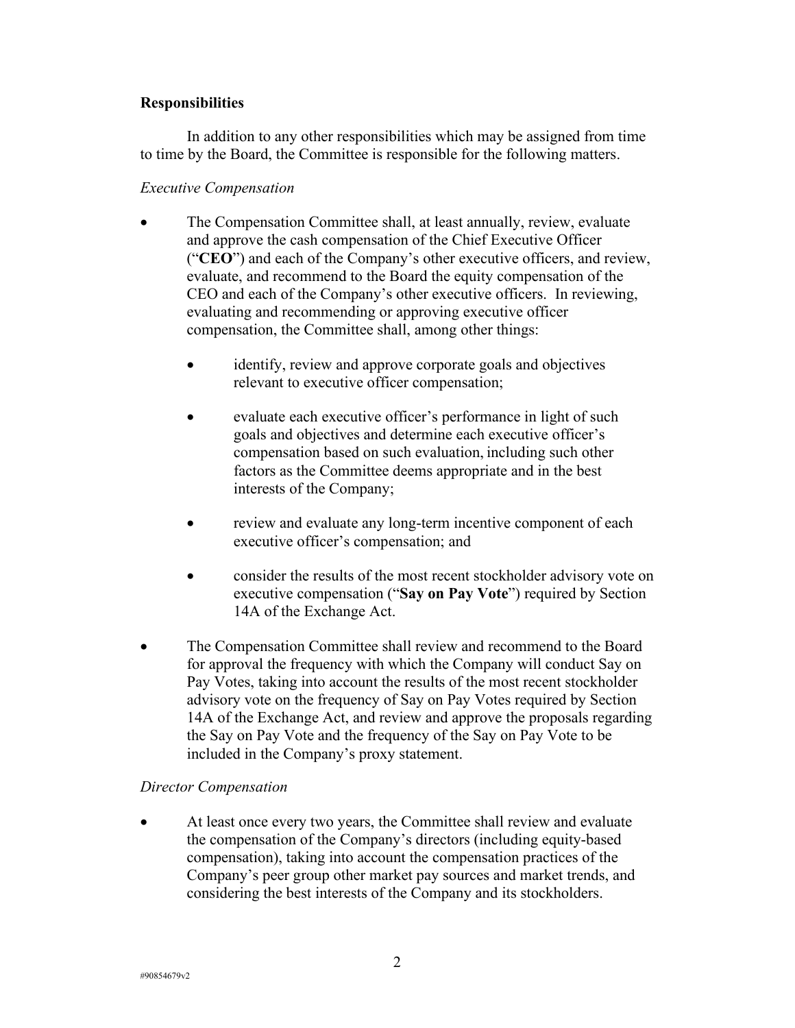**Responsibilities**

In addition to any other responsibilities which may be assigned from time to time by the Board, the Committee is responsible for the following matters.

*Executive Compensation*

- The Compensation Committee shall, at least annually, review, evaluate and approve the cash compensation of the Chief Executive Officer ("**CEO**") and each of the Company's other executive officers, and review, evaluate, and recommend to the Board the equity compensation of the CEO and each of the Company's other executive officers. In reviewing, evaluating and recommending or approving executive officer compensation, the Committee shall, among other things:
  - identify, review and approve corporate goals and objectives relevant to executive officer compensation;
  - evaluate each executive officer's performance in light of such goals and objectives and determine each executive officer's compensation based on such evaluation, including such other factors as the Committee deems appropriate and in the best interests of the Company;
  - review and evaluate any long-term incentive component of each executive officer's compensation; and
  - consider the results of the most recent stockholder advisory vote on executive compensation ("**Say on Pay Vote**") required by Section 14A of the Exchange Act.
- The Compensation Committee shall review and recommend to the Board for approval the frequency with which the Company will conduct Say on Pay Votes, taking into account the results of the most recent stockholder advisory vote on the frequency of Say on Pay Votes required by Section 14A of the Exchange Act, and review and approve the proposals regarding the Say on Pay Vote and the frequency of the Say on Pay Vote to be included in the Company's proxy statement.

*Director Compensation*

- At least once every two years, the Committee shall review and evaluate the compensation of the Company's directors (including equity-based compensation), taking into account the compensation practices of the Company's peer group other market pay sources and market trends, and considering the best interests of the Company and its stockholders.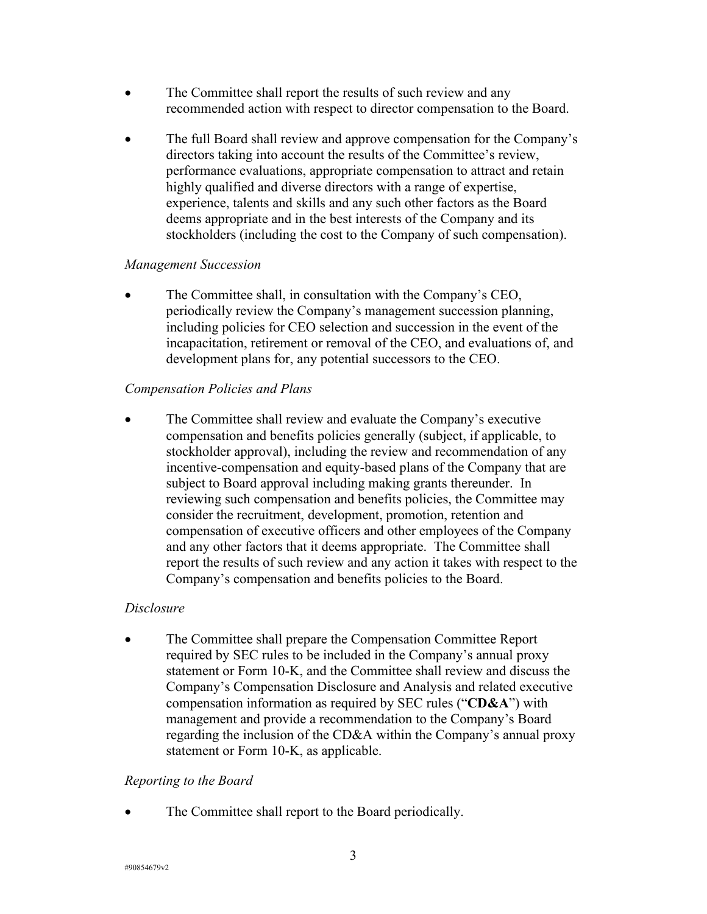- The Committee shall report the results of such review and any recommended action with respect to director compensation to the Board.
- The full Board shall review and approve compensation for the Company's directors taking into account the results of the Committee's review, performance evaluations, appropriate compensation to attract and retain highly qualified and diverse directors with a range of expertise, experience, talents and skills and any such other factors as the Board deems appropriate and in the best interests of the Company and its stockholders (including the cost to the Company of such compensation).

*Management Succession*

- The Committee shall, in consultation with the Company's CEO, periodically review the Company's management succession planning, including policies for CEO selection and succession in the event of the incapacitation, retirement or removal of the CEO, and evaluations of, and development plans for, any potential successors to the CEO.

*Compensation Policies and Plans*

- The Committee shall review and evaluate the Company's executive compensation and benefits policies generally (subject, if applicable, to stockholder approval), including the review and recommendation of any incentive-compensation and equity-based plans of the Company that are subject to Board approval including making grants thereunder. In reviewing such compensation and benefits policies, the Committee may consider the recruitment, development, promotion, retention and compensation of executive officers and other employees of the Company and any other factors that it deems appropriate. The Committee shall report the results of such review and any action it takes with respect to the Company's compensation and benefits policies to the Board.

*Disclosure*

- The Committee shall prepare the Compensation Committee Report required by SEC rules to be included in the Company's annual proxy statement or Form 10-K, and the Committee shall review and discuss the Company's Compensation Disclosure and Analysis and related executive compensation information as required by SEC rules ("**CD&A**") with management and provide a recommendation to the Company's Board regarding the inclusion of the CD&A within the Company's annual proxy statement or Form 10-K, as applicable.

*Reporting to the Board*

- The Committee shall report to the Board periodically.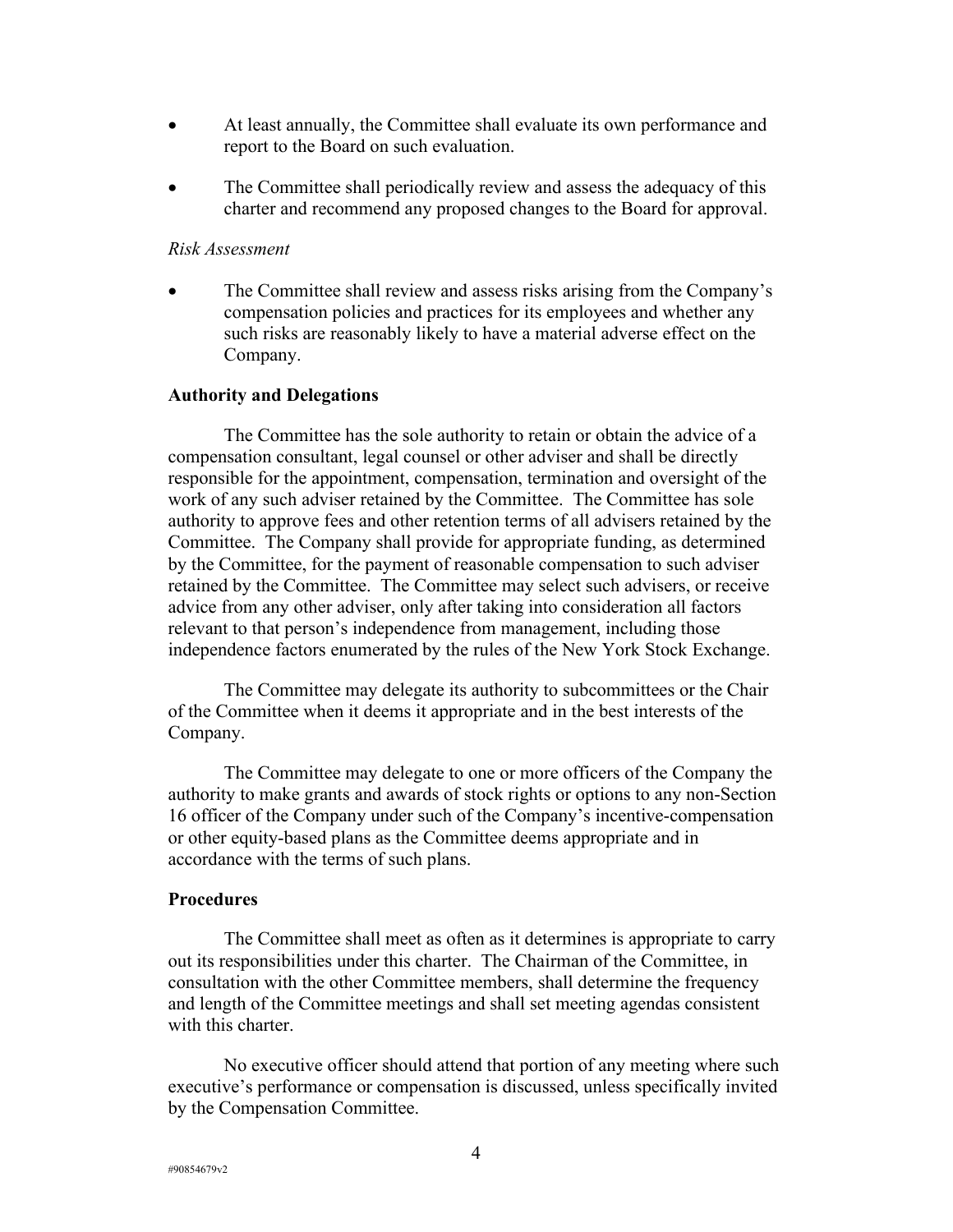- At least annually, the Committee shall evaluate its own performance and report to the Board on such evaluation.
- The Committee shall periodically review and assess the adequacy of this charter and recommend any proposed changes to the Board for approval.

*Risk Assessment*

- The Committee shall review and assess risks arising from the Company's compensation policies and practices for its employees and whether any such risks are reasonably likely to have a material adverse effect on the Company.

**Authority and Delegations**

The Committee has the sole authority to retain or obtain the advice of a compensation consultant, legal counsel or other adviser and shall be directly responsible for the appointment, compensation, termination and oversight of the work of any such adviser retained by the Committee. The Committee has sole authority to approve fees and other retention terms of all advisers retained by the Committee. The Company shall provide for appropriate funding, as determined by the Committee, for the payment of reasonable compensation to such adviser retained by the Committee. The Committee may select such advisers, or receive advice from any other adviser, only after taking into consideration all factors relevant to that person's independence from management, including those independence factors enumerated by the rules of the New York Stock Exchange.

The Committee may delegate its authority to subcommittees or the Chair of the Committee when it deems it appropriate and in the best interests of the Company.

The Committee may delegate to one or more officers of the Company the authority to make grants and awards of stock rights or options to any non-Section 16 officer of the Company under such of the Company's incentive-compensation or other equity-based plans as the Committee deems appropriate and in accordance with the terms of such plans.

**Procedures**

The Committee shall meet as often as it determines is appropriate to carry out its responsibilities under this charter. The Chairman of the Committee, in consultation with the other Committee members, shall determine the frequency and length of the Committee meetings and shall set meeting agendas consistent with this charter.

No executive officer should attend that portion of any meeting where such executive's performance or compensation is discussed, unless specifically invited by the Compensation Committee.